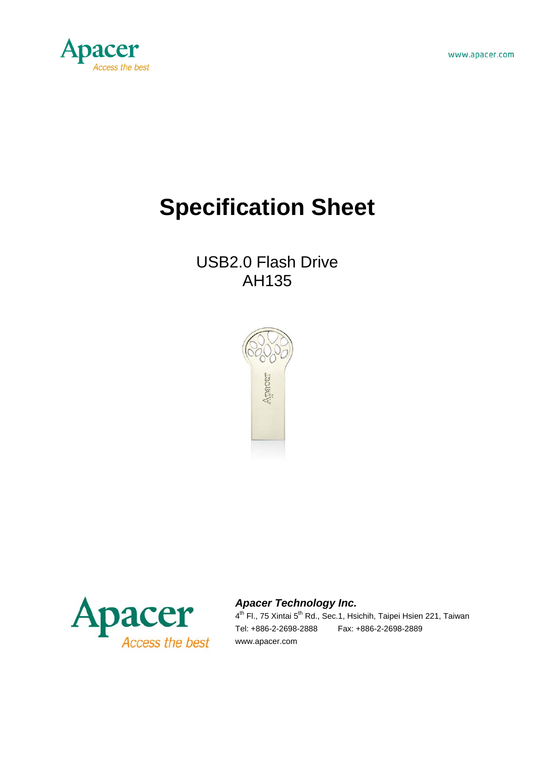# Specification Sheet

USB2.0 Flash Drive
AH135

***Apacer Technology Inc.***

4th Fl., 75 Xintai 5th Rd., Sec.1, Hsichih, Taipei Hsien 221, Taiwan

Tel: +886-2-2698-2888  Fax: +886-2-2698-2889

www.apacer.com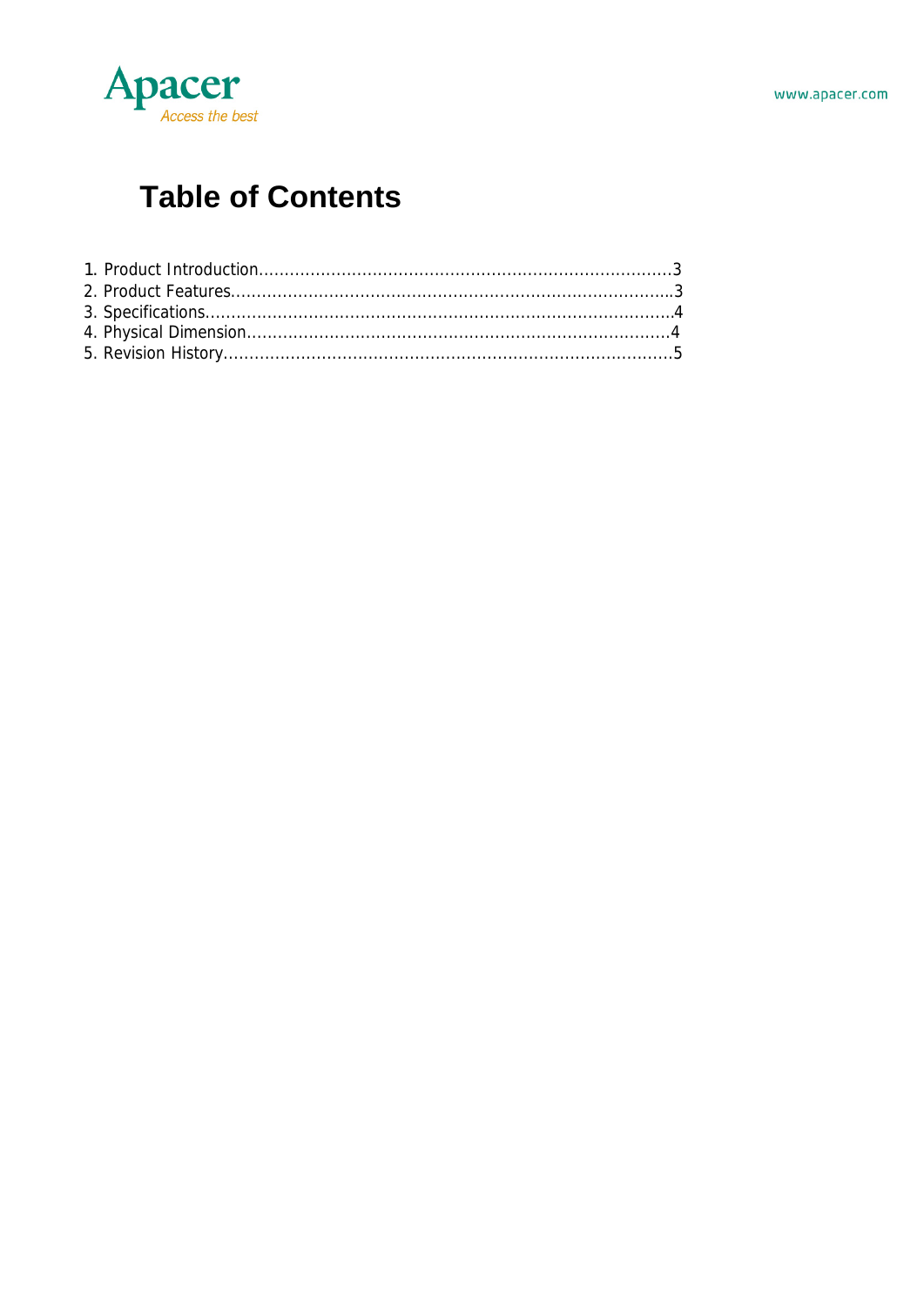# Table of Contents

1. Product Introduction..............................................................................3
2. Product Features...................................................................................3
3. Specifications.........................................................................................4
4. Physical Dimension................................................................................4
5. Revision History.....................................................................................5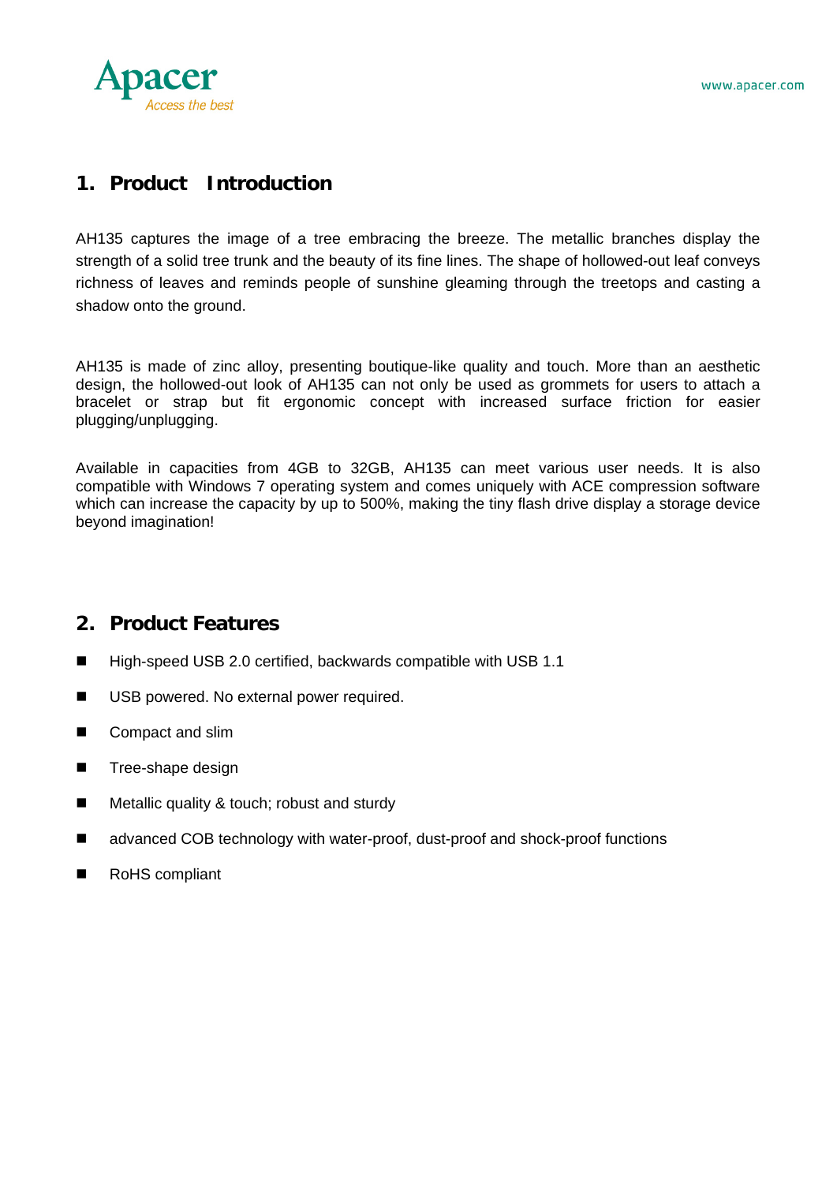## 1. Product Introduction

AH135 captures the image of a tree embracing the breeze. The metallic branches display the strength of a solid tree trunk and the beauty of its fine lines. The shape of hollowed-out leaf conveys richness of leaves and reminds people of sunshine gleaming through the treetops and casting a shadow onto the ground.

AH135 is made of zinc alloy, presenting boutique-like quality and touch. More than an aesthetic design, the hollowed-out look of AH135 can not only be used as grommets for users to attach a bracelet or strap but fit ergonomic concept with increased surface friction for easier plugging/unplugging.

Available in capacities from 4GB to 32GB, AH135 can meet various user needs. It is also compatible with Windows 7 operating system and comes uniquely with ACE compression software which can increase the capacity by up to 500%, making the tiny flash drive display a storage device beyond imagination!

## 2. Product Features

- High-speed USB 2.0 certified, backwards compatible with USB 1.1
- USB powered. No external power required.
- Compact and slim
- Tree-shape design
- Metallic quality & touch; robust and sturdy
- advanced COB technology with water-proof, dust-proof and shock-proof functions
- RoHS compliant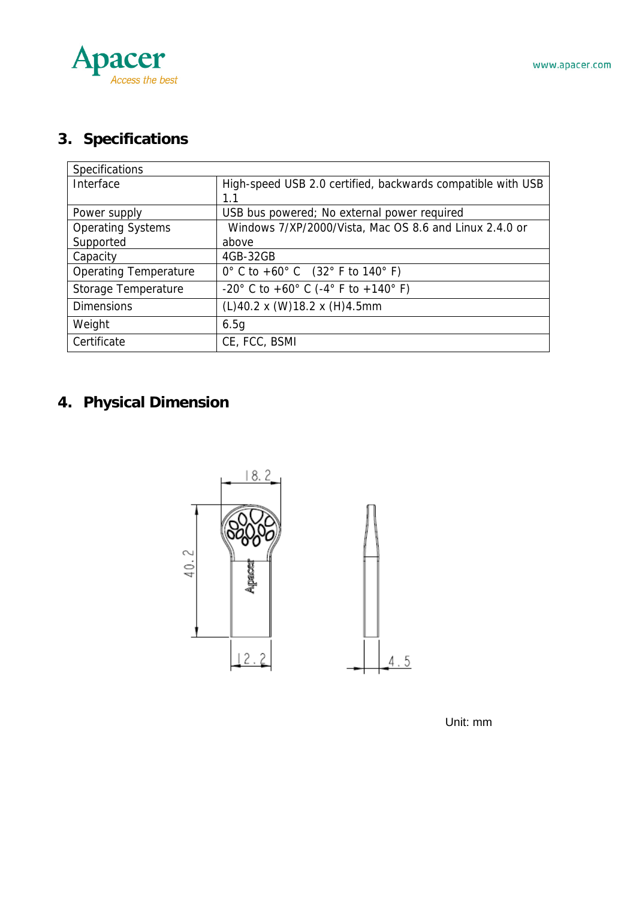## 3. Specifications

| Specifications | |
|---|---|
| Interface | High-speed USB 2.0 certified, backwards compatible with USB 1.1 |
| Power supply | USB bus powered; No external power required |
| Operating Systems Supported | Windows 7/XP/2000/Vista, Mac OS 8.6 and Linux 2.4.0 or above |
| Capacity | 4GB-32GB |
| Operating Temperature | 0° C to +60° C (32° F to 140° F) |
| Storage Temperature | -20° C to +60° C (-4° F to +140° F) |
| Dimensions | (L)40.2 x (W)18.2 x (H)4.5mm |
| Weight | 6.5g |
| Certificate | CE, FCC, BSMI |

## 4. Physical Dimension

18.2

40.2

12.2

4.5

Unit: mm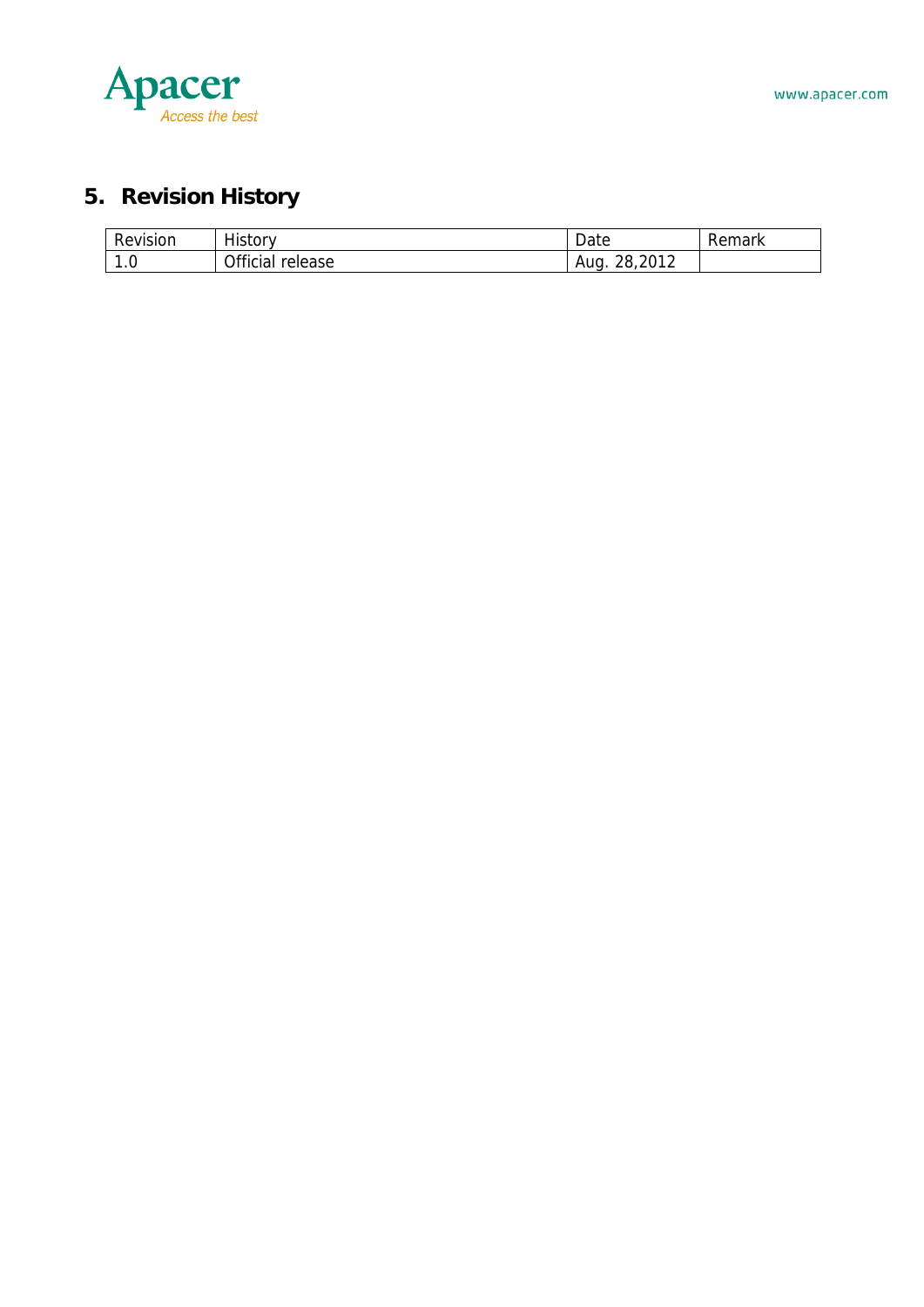## 5. Revision History

| Revision | History | Date | Remark |
|---|---|---|---|
| 1.0 | Official release | Aug. 28,2012 | |